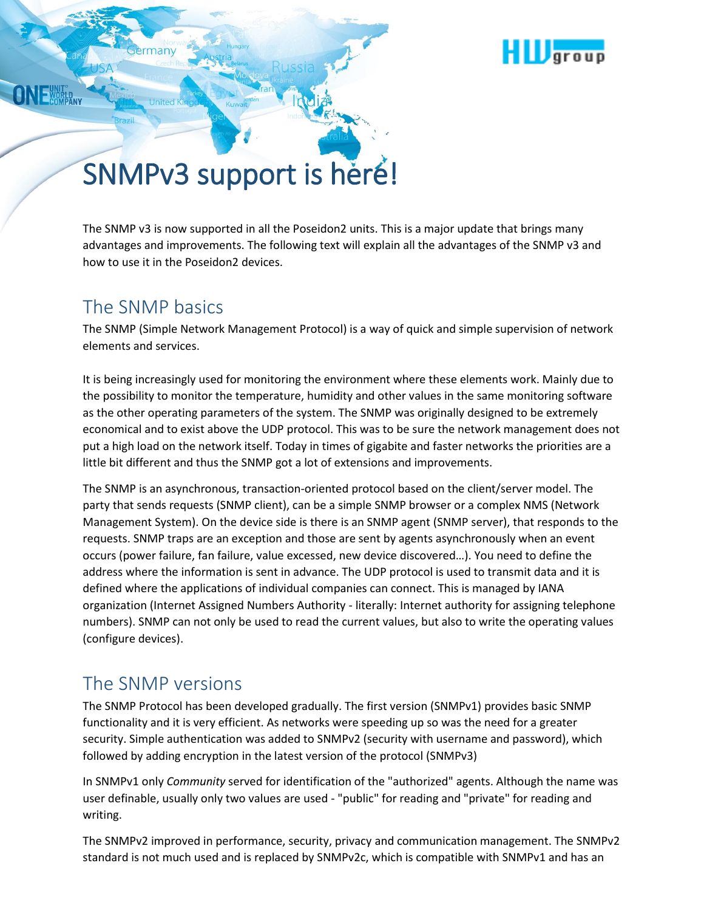# SNMPv3 support is here!

The SNMP v3 is now supported in all the Poseidon2 units. This is a major update that brings many advantages and improvements. The following text will explain all the advantages of the SNMP v3 and how to use it in the Poseidon2 devices.

## The SNMP basics

The SNMP (Simple Network Management Protocol) is a way of quick and simple supervision of network elements and services.

It is being increasingly used for monitoring the environment where these elements work. Mainly due to the possibility to monitor the temperature, humidity and other values in the same monitoring software as the other operating parameters of the system. The SNMP was originally designed to be extremely economical and to exist above the UDP protocol. This was to be sure the network management does not put a high load on the network itself. Today in times of gigabite and faster networks the priorities are a little bit different and thus the SNMP got a lot of extensions and improvements.

The SNMP is an asynchronous, transaction-oriented protocol based on the client/server model. The party that sends requests (SNMP client), can be a simple SNMP browser or a complex NMS (Network Management System). On the device side is there is an SNMP agent (SNMP server), that responds to the requests. SNMP traps are an exception and those are sent by agents asynchronously when an event occurs (power failure, fan failure, value excessed, new device discovered…). You need to define the address where the information is sent in advance. The UDP protocol is used to transmit data and it is defined where the applications of individual companies can connect. This is managed by IANA organization (Internet Assigned Numbers Authority - literally: Internet authority for assigning telephone numbers). SNMP can not only be used to read the current values, but also to write the operating values (configure devices).

## The SNMP versions

The SNMP Protocol has been developed gradually. The first version (SNMPv1) provides basic SNMP functionality and it is very efficient. As networks were speeding up so was the need for a greater security. Simple authentication was added to SNMPv2 (security with username and password), which followed by adding encryption in the latest version of the protocol (SNMPv3)

In SNMPv1 only *Community* served for identification of the "authorized" agents. Although the name was user definable, usually only two values are used - "public" for reading and "private" for reading and writing.

The SNMPv2 improved in performance, security, privacy and communication management. The SNMPv2 standard is not much used and is replaced by SNMPv2c, which is compatible with SNMPv1 and has an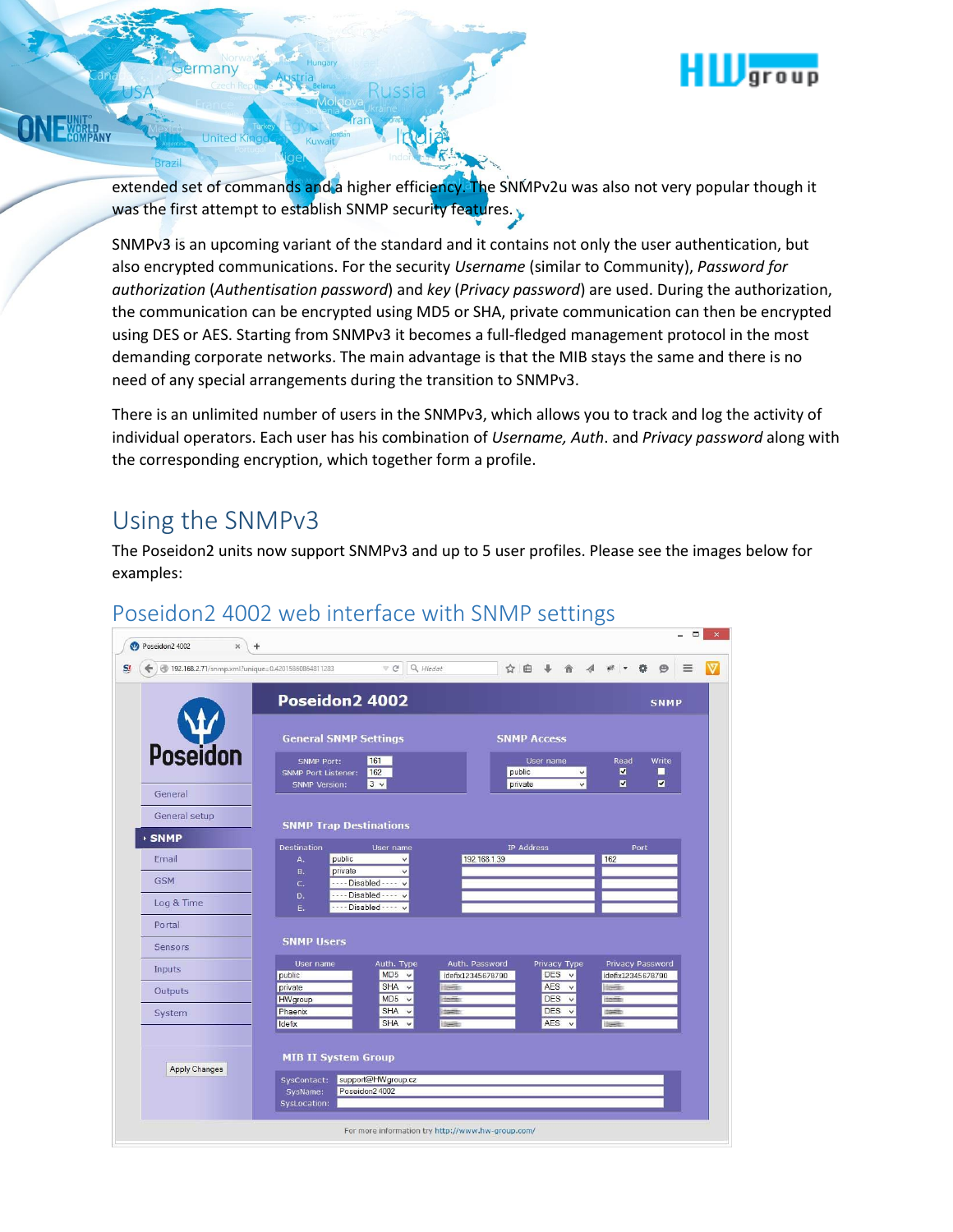extended set of commands and a higher efficiency. The SNMPv2u was also not very popular though it was the first attempt to establish SNMP security features.

SNMPv3 is an upcoming variant of the standard and it contains not only the user authentication, but also encrypted communications. For the security *Username* (similar to Community), *Password for authorization* (*Authentisation password*) and *key* (*Privacy password*) are used. During the authorization, the communication can be encrypted using MD5 or SHA, private communication can then be encrypted using DES or AES. Starting from SNMPv3 it becomes a full-fledged management protocol in the most demanding corporate networks. The main advantage is that the MIB stays the same and there is no need of any special arrangements during the transition to SNMPv3.

There is an unlimited number of users in the SNMPv3, which allows you to track and log the activity of individual operators. Each user has his combination of *Username, Auth*. and *Privacy password* along with the corresponding encryption, which together form a profile.

# Using the SNMPv3

The Poseidon2 units now support SNMPv3 and up to 5 user profiles. Please see the images below for examples:

## Poseidon2 4002 web interface with SNMP settings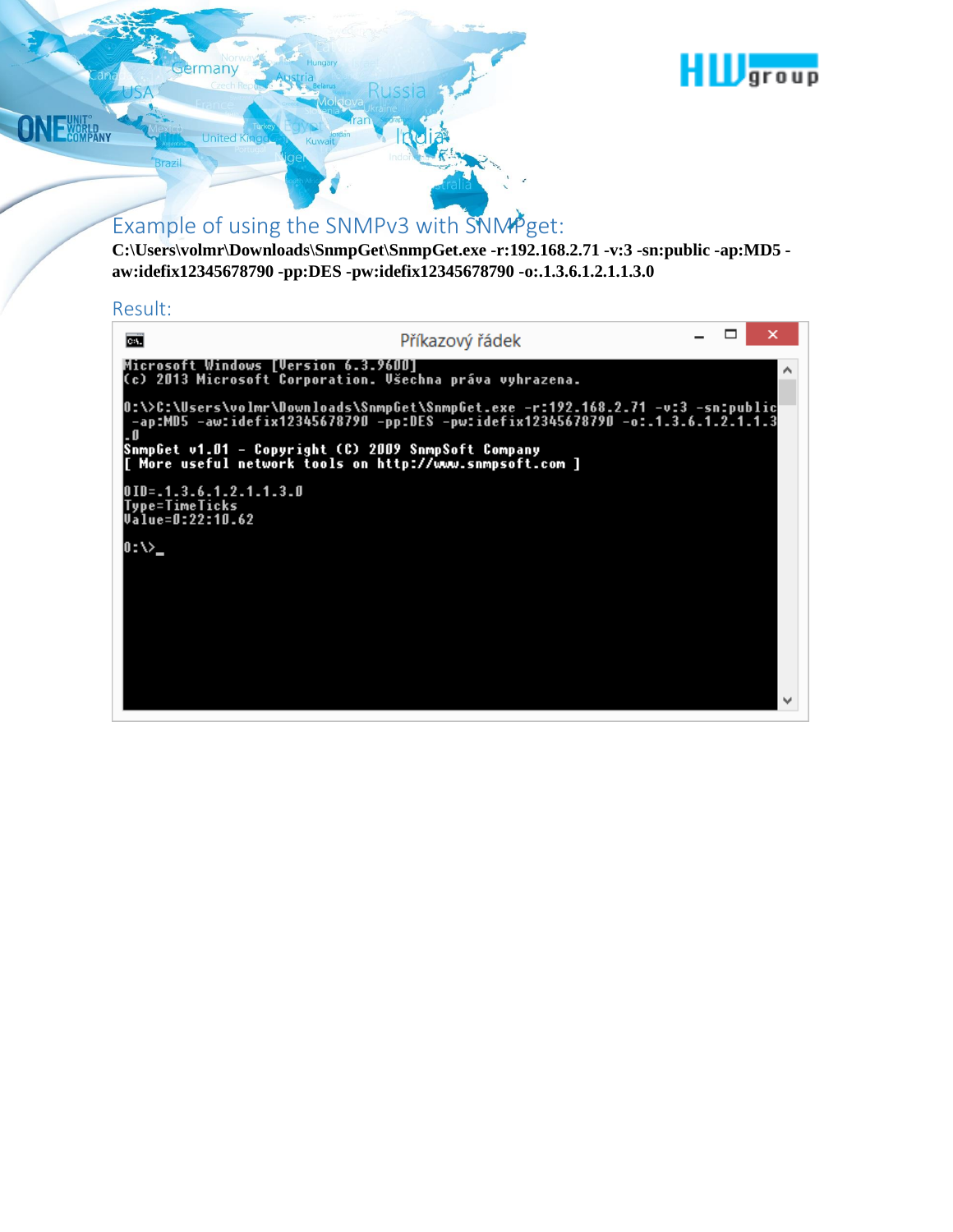## Example of using the SNMPv3 with SNMPget:

**C:\Users\volmr\Downloads\SnmpGet\SnmpGet.exe -r:192.168.2.71 -v:3 -sn:public -ap:MD5 -aw:idefix12345678790 -pp:DES -pw:idefix12345678790 -o:.1.3.6.1.2.1.1.3.0**

## Result:

```
Příkazový řádek

Microsoft Windows [Version 6.3.9600]
(c) 2013 Microsoft Corporation. Všechna práva vyhrazena.

0:\>C:\Users\volmr\Downloads\SnmpGet\SnmpGet.exe -r:192.168.2.71 -v:3 -sn:public
 -ap:MD5 -aw:idefix12345678790 -pp:DES -pw:idefix12345678790 -o:.1.3.6.1.2.1.1.3
.0
SnmpGet v1.01 - Copyright (C) 2009 SnmpSoft Company
[ More useful network tools on http://www.snmpsoft.com ]

OID=.1.3.6.1.2.1.1.3.0
Type=TimeTicks
Value=0:22:10.62

0:\>_
```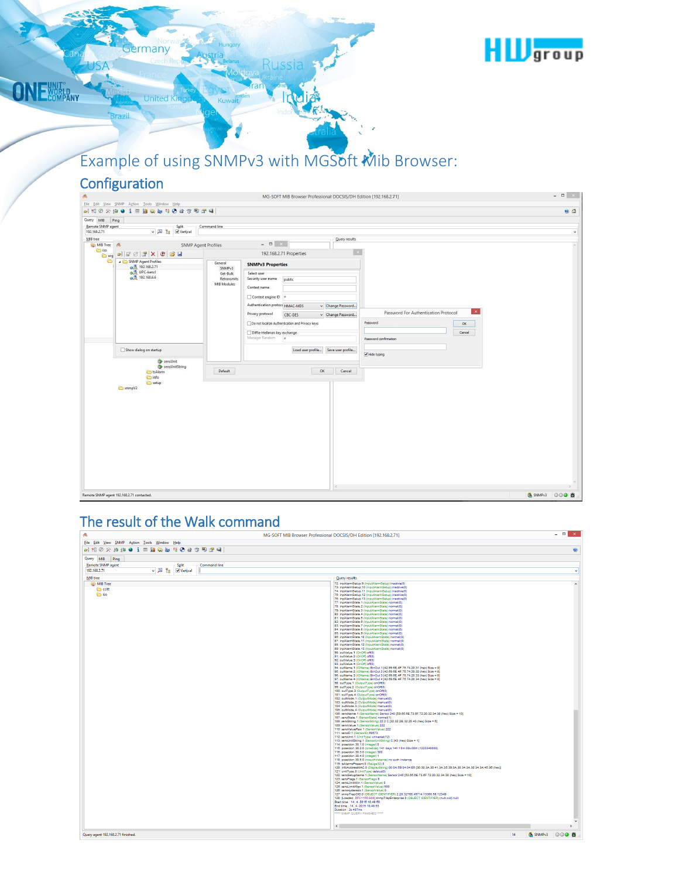# Example of using SNMPv3 with MGSoft Mib Browser:

## Configuration

## The result of the Walk command